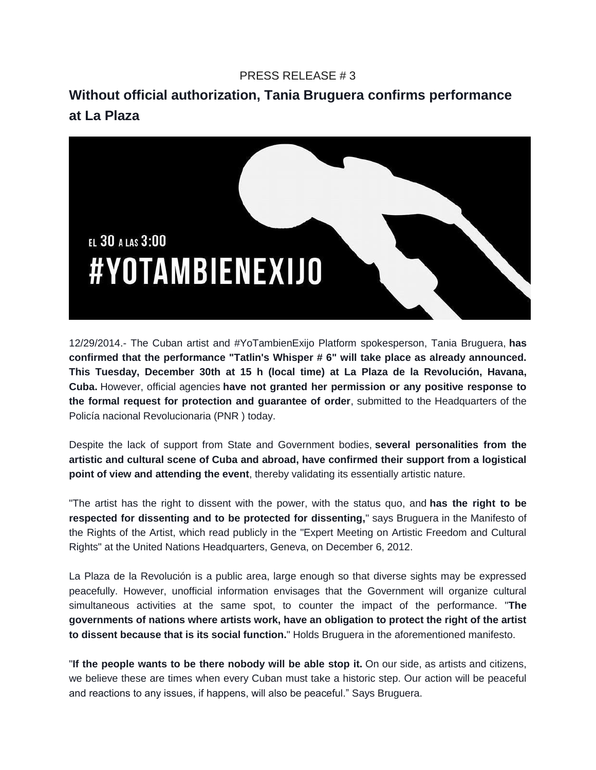PRESS RELEASE # 3

# Without official authorization, Tania Bruguera confirms performance at La Plaza

EL 30 A LAS 3:00

#YOTAMBIENEXIJO

12/29/2014.- The Cuban artist and #YoTambienExijo Platform spokesperson, Tania Bruguera, **has confirmed that the performance "Tatlin's Whisper # 6" will take place as already announced. This Tuesday, December 30th at 15 h (local time) at La Plaza de la Revolución, Havana, Cuba.** However, official agencies **have not granted her permission or any positive response to the formal request for protection and guarantee of order**, submitted to the Headquarters of the Policía nacional Revolucionaria (PNR ) today.

Despite the lack of support from State and Government bodies, **several personalities from the artistic and cultural scene of Cuba and abroad, have confirmed their support from a logistical point of view and attending the event**, thereby validating its essentially artistic nature.

"The artist has the right to dissent with the power, with the status quo, and **has the right to be respected for dissenting and to be protected for dissenting,**" says Bruguera in the Manifesto of the Rights of the Artist, which read publicly in the "Expert Meeting on Artistic Freedom and Cultural Rights" at the United Nations Headquarters, Geneva, on December 6, 2012.

La Plaza de la Revolución is a public area, large enough so that diverse sights may be expressed peacefully. However, unofficial information envisages that the Government will organize cultural simultaneous activities at the same spot, to counter the impact of the performance. "**The governments of nations where artists work, have an obligation to protect the right of the artist to dissent because that is its social function.**" Holds Bruguera in the aforementioned manifesto.

"**If the people wants to be there nobody will be able stop it.** On our side, as artists and citizens, we believe these are times when every Cuban must take a historic step. Our action will be peaceful and reactions to any issues, if happens, will also be peaceful." Says Bruguera.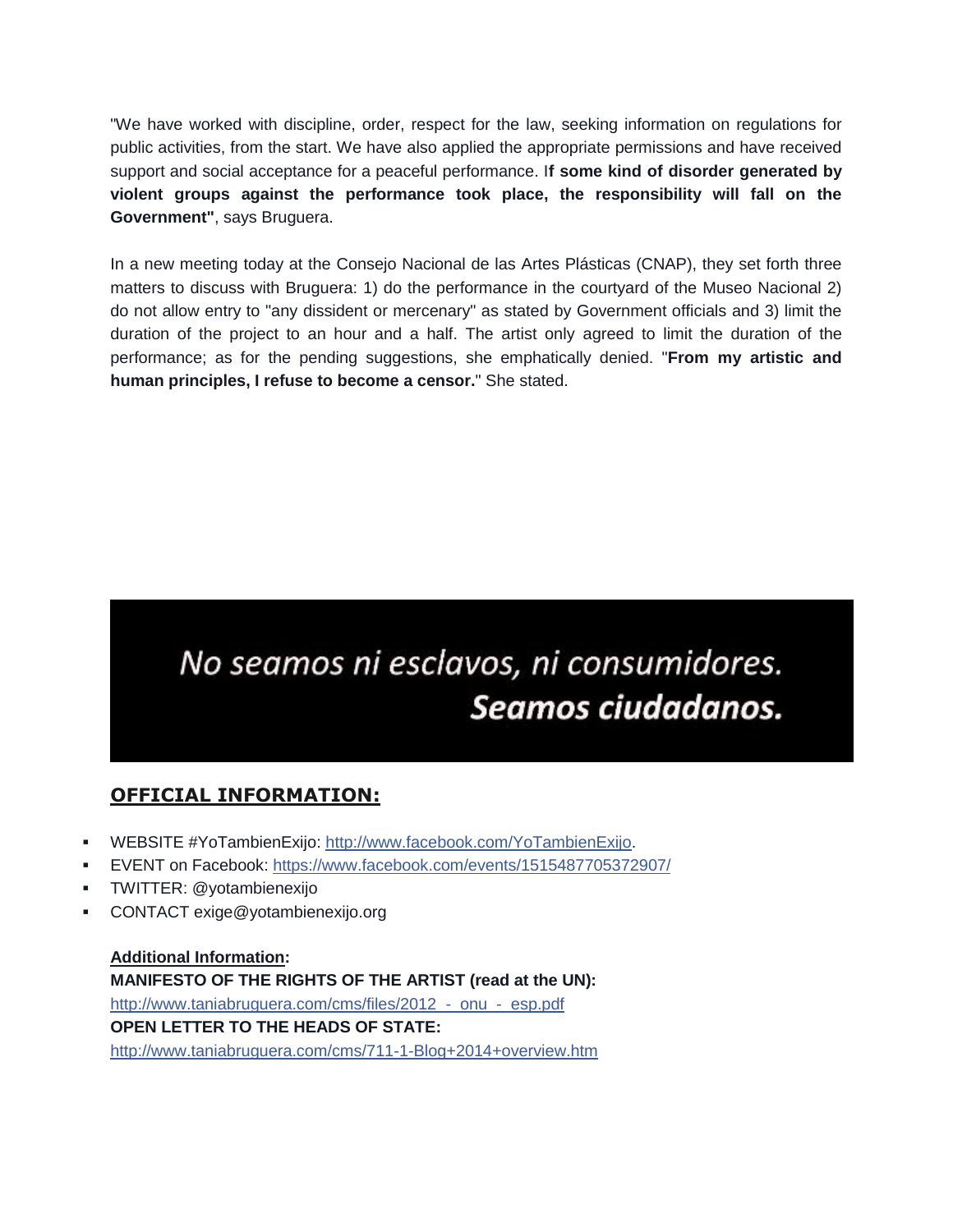"We have worked with discipline, order, respect for the law, seeking information on regulations for public activities, from the start. We have also applied the appropriate permissions and have received support and social acceptance for a peaceful performance. I**f some kind of disorder generated by violent groups against the performance took place, the responsibility will fall on the Government"**, says Bruguera.

In a new meeting today at the Consejo Nacional de las Artes Plásticas (CNAP), they set forth three matters to discuss with Bruguera: 1) do the performance in the courtyard of the Museo Nacional 2) do not allow entry to "any dissident or mercenary" as stated by Government officials and 3) limit the duration of the project to an hour and a half. The artist only agreed to limit the duration of the performance; as for the pending suggestions, she emphatically denied. "**From my artistic and human principles, I refuse to become a censor.**" She stated.

*No seamos ni esclavos, ni consumidores.*

***Seamos ciudadanos.***

## OFFICIAL INFORMATION:

- WEBSITE #YoTambienExijo: http://www.facebook.com/YoTambienExijo.
- EVENT on Facebook: https://www.facebook.com/events/1515487705372907/
- TWITTER: @yotambienexijo
- CONTACT exige@yotambienexijo.org

**Additional Information:**

**MANIFESTO OF THE RIGHTS OF THE ARTIST (read at the UN):**

http://www.taniabruguera.com/cms/files/2012_-_onu_-_esp.pdf

**OPEN LETTER TO THE HEADS OF STATE:**

http://www.taniabruguera.com/cms/711-1-Blog+2014+overview.htm